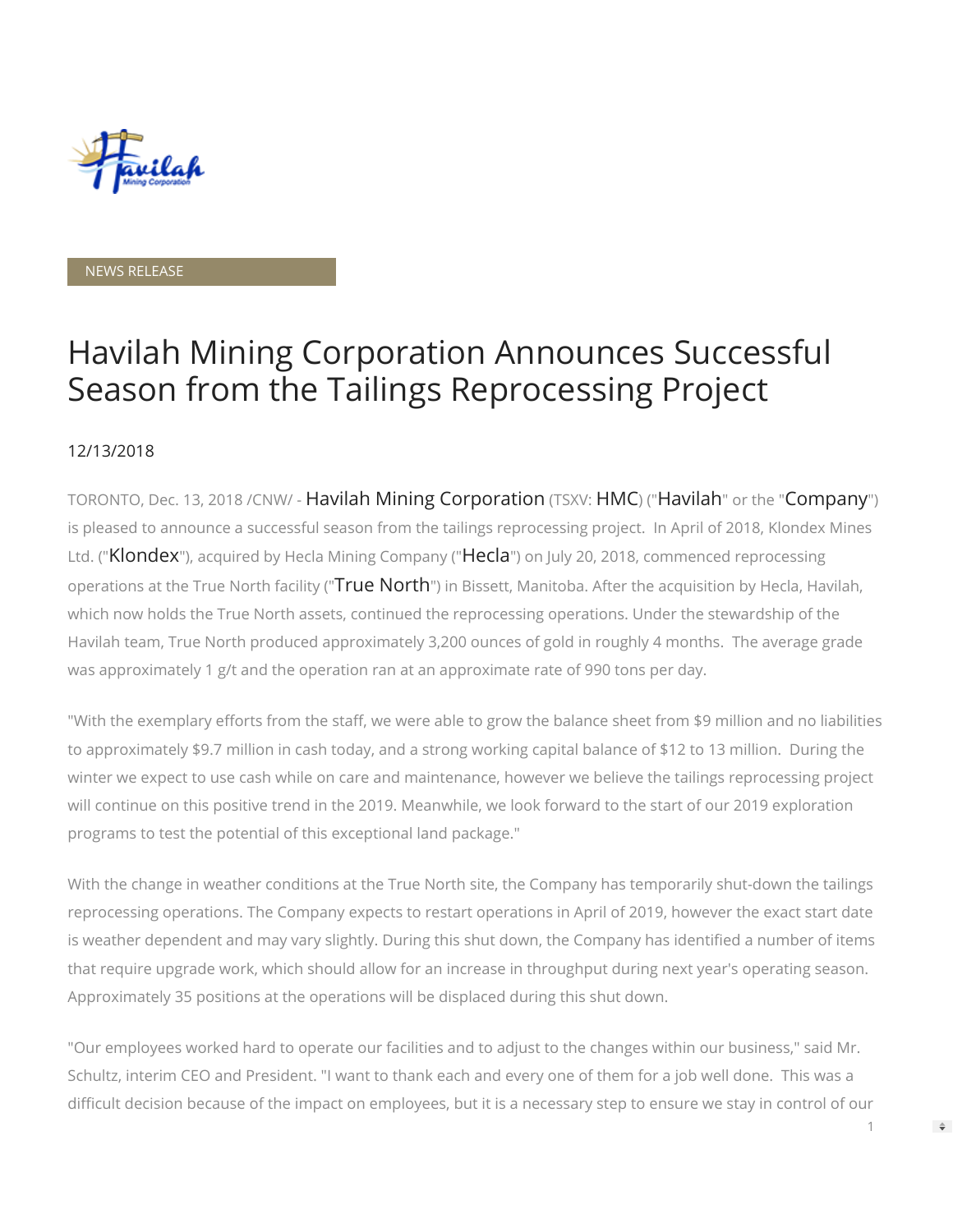NEWS RELEASE

# Havilah Mining Corporation Announces Successful Season from the Tailings Reprocessing Project

12/13/2018

TORONTO, Dec. 13, 2018 /CNW/ - Havilah Mining Corporation (TSXV: HMC) ("Havilah" or the "Company") is pleased to announce a successful season from the tailings reprocessing project. In April of 2018, Klondex Mines Ltd. ("Klondex"), acquired by Hecla Mining Company ("Hecla") on July 20, 2018, commenced reprocessing operations at the True North facility ("True North") in Bissett, Manitoba. After the acquisition by Hecla, Havilah, which now holds the True North assets, continued the reprocessing operations. Under the stewardship of the Havilah team, True North produced approximately 3,200 ounces of gold in roughly 4 months. The average grade was approximately 1 g/t and the operation ran at an approximate rate of 990 tons per day.

"With the exemplary efforts from the staff, we were able to grow the balance sheet from $9 million and no liabilities to approximately $9.7 million in cash today, and a strong working capital balance of $12 to 13 million. During the winter we expect to use cash while on care and maintenance, however we believe the tailings reprocessing project will continue on this positive trend in the 2019. Meanwhile, we look forward to the start of our 2019 exploration programs to test the potential of this exceptional land package."

With the change in weather conditions at the True North site, the Company has temporarily shut-down the tailings reprocessing operations. The Company expects to restart operations in April of 2019, however the exact start date is weather dependent and may vary slightly. During this shut down, the Company has identified a number of items that require upgrade work, which should allow for an increase in throughput during next year's operating season. Approximately 35 positions at the operations will be displaced during this shut down.

"Our employees worked hard to operate our facilities and to adjust to the changes within our business," said Mr. Schultz, interim CEO and President. "I want to thank each and every one of them for a job well done. This was a difficult decision because of the impact on employees, but it is a necessary step to ensure we stay in control of our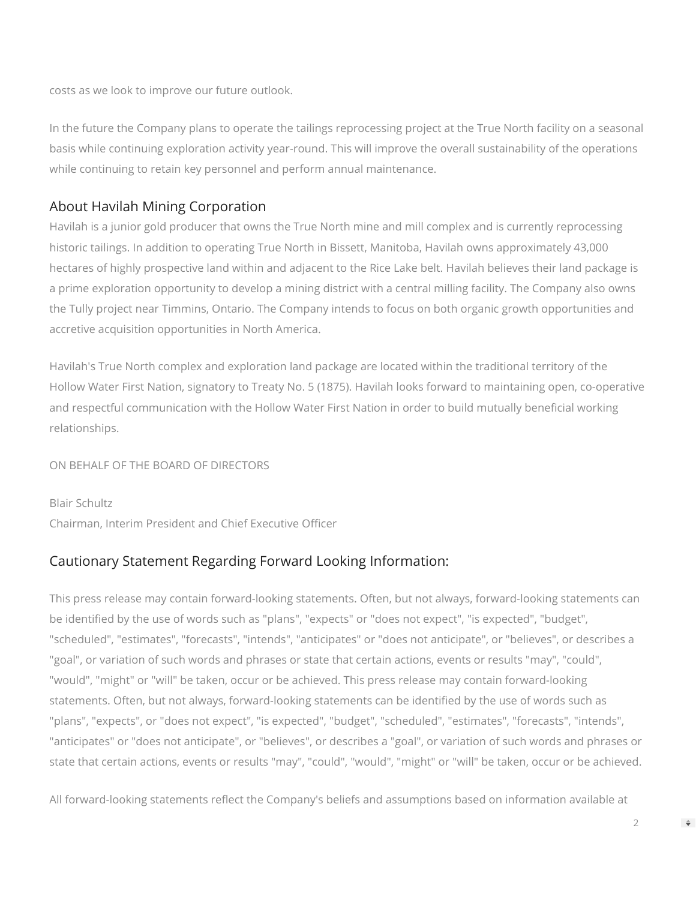costs as we look to improve our future outlook.

In the future the Company plans to operate the tailings reprocessing project at the True North facility on a seasonal basis while continuing exploration activity year-round. This will improve the overall sustainability of the operations while continuing to retain key personnel and perform annual maintenance.

## About Havilah Mining Corporation

Havilah is a junior gold producer that owns the True North mine and mill complex and is currently reprocessing historic tailings. In addition to operating True North in Bissett, Manitoba, Havilah owns approximately 43,000 hectares of highly prospective land within and adjacent to the Rice Lake belt. Havilah believes their land package is a prime exploration opportunity to develop a mining district with a central milling facility. The Company also owns the Tully project near Timmins, Ontario. The Company intends to focus on both organic growth opportunities and accretive acquisition opportunities in North America.

Havilah's True North complex and exploration land package are located within the traditional territory of the Hollow Water First Nation, signatory to Treaty No. 5 (1875). Havilah looks forward to maintaining open, co-operative and respectful communication with the Hollow Water First Nation in order to build mutually beneficial working relationships.

ON BEHALF OF THE BOARD OF DIRECTORS

Blair Schultz
Chairman, Interim President and Chief Executive Officer

## Cautionary Statement Regarding Forward Looking Information:

This press release may contain forward-looking statements. Often, but not always, forward-looking statements can be identified by the use of words such as "plans", "expects" or "does not expect", "is expected", "budget", "scheduled", "estimates", "forecasts", "intends", "anticipates" or "does not anticipate", or "believes", or describes a "goal", or variation of such words and phrases or state that certain actions, events or results "may", "could", "would", "might" or "will" be taken, occur or be achieved. This press release may contain forward-looking statements. Often, but not always, forward-looking statements can be identified by the use of words such as "plans", "expects", or "does not expect", "is expected", "budget", "scheduled", "estimates", "forecasts", "intends", "anticipates" or "does not anticipate", or "believes", or describes a "goal", or variation of such words and phrases or state that certain actions, events or results "may", "could", "would", "might" or "will" be taken, occur or be achieved.

All forward-looking statements reflect the Company's beliefs and assumptions based on information available at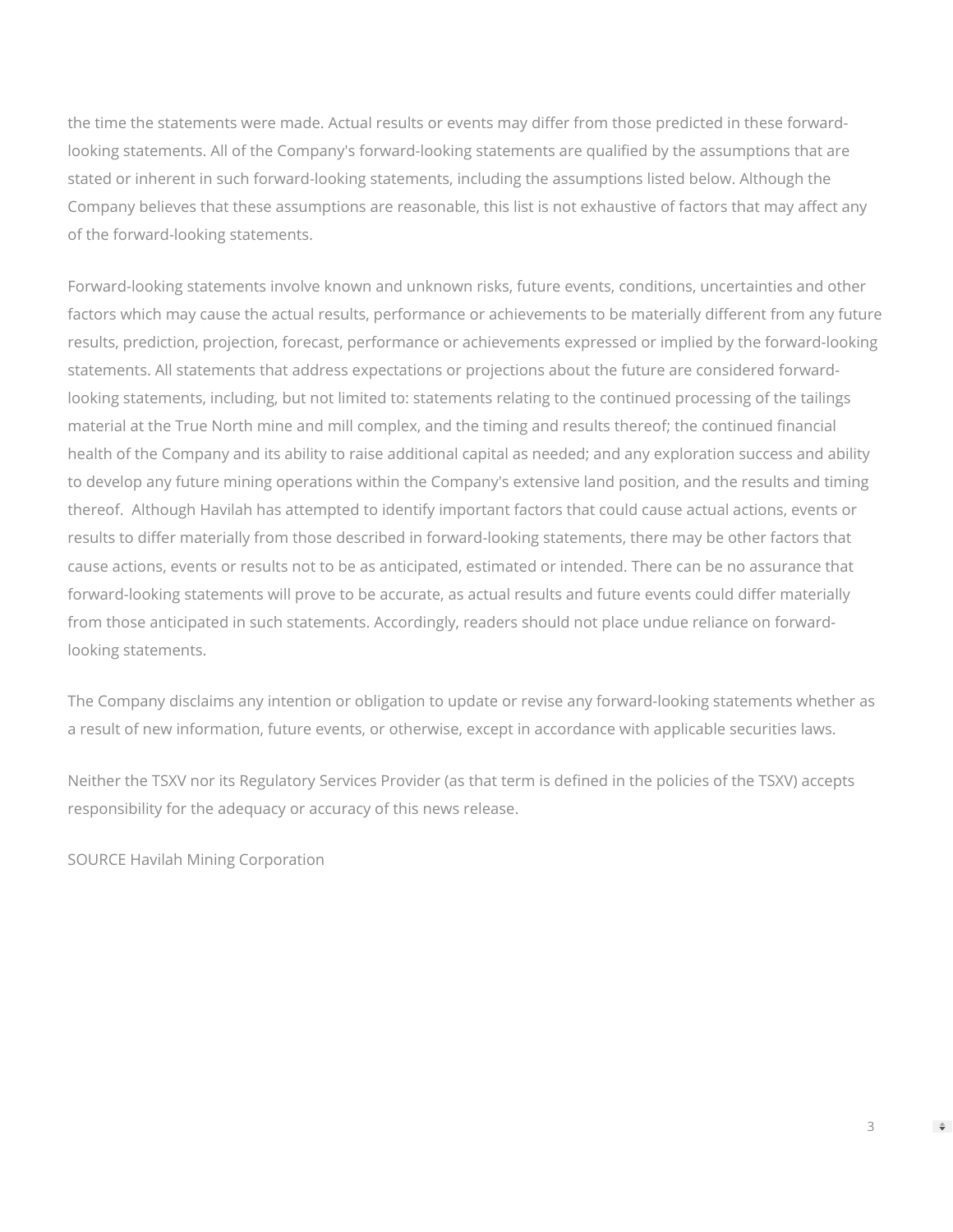the time the statements were made. Actual results or events may differ from those predicted in these forward-looking statements. All of the Company's forward-looking statements are qualified by the assumptions that are stated or inherent in such forward-looking statements, including the assumptions listed below. Although the Company believes that these assumptions are reasonable, this list is not exhaustive of factors that may affect any of the forward-looking statements.

Forward-looking statements involve known and unknown risks, future events, conditions, uncertainties and other factors which may cause the actual results, performance or achievements to be materially different from any future results, prediction, projection, forecast, performance or achievements expressed or implied by the forward-looking statements. All statements that address expectations or projections about the future are considered forward-looking statements, including, but not limited to: statements relating to the continued processing of the tailings material at the True North mine and mill complex, and the timing and results thereof; the continued financial health of the Company and its ability to raise additional capital as needed; and any exploration success and ability to develop any future mining operations within the Company's extensive land position, and the results and timing thereof. Although Havilah has attempted to identify important factors that could cause actual actions, events or results to differ materially from those described in forward-looking statements, there may be other factors that cause actions, events or results not to be as anticipated, estimated or intended. There can be no assurance that forward-looking statements will prove to be accurate, as actual results and future events could differ materially from those anticipated in such statements. Accordingly, readers should not place undue reliance on forward-looking statements.

The Company disclaims any intention or obligation to update or revise any forward-looking statements whether as a result of new information, future events, or otherwise, except in accordance with applicable securities laws.

Neither the TSXV nor its Regulatory Services Provider (as that term is defined in the policies of the TSXV) accepts responsibility for the adequacy or accuracy of this news release.

SOURCE Havilah Mining Corporation